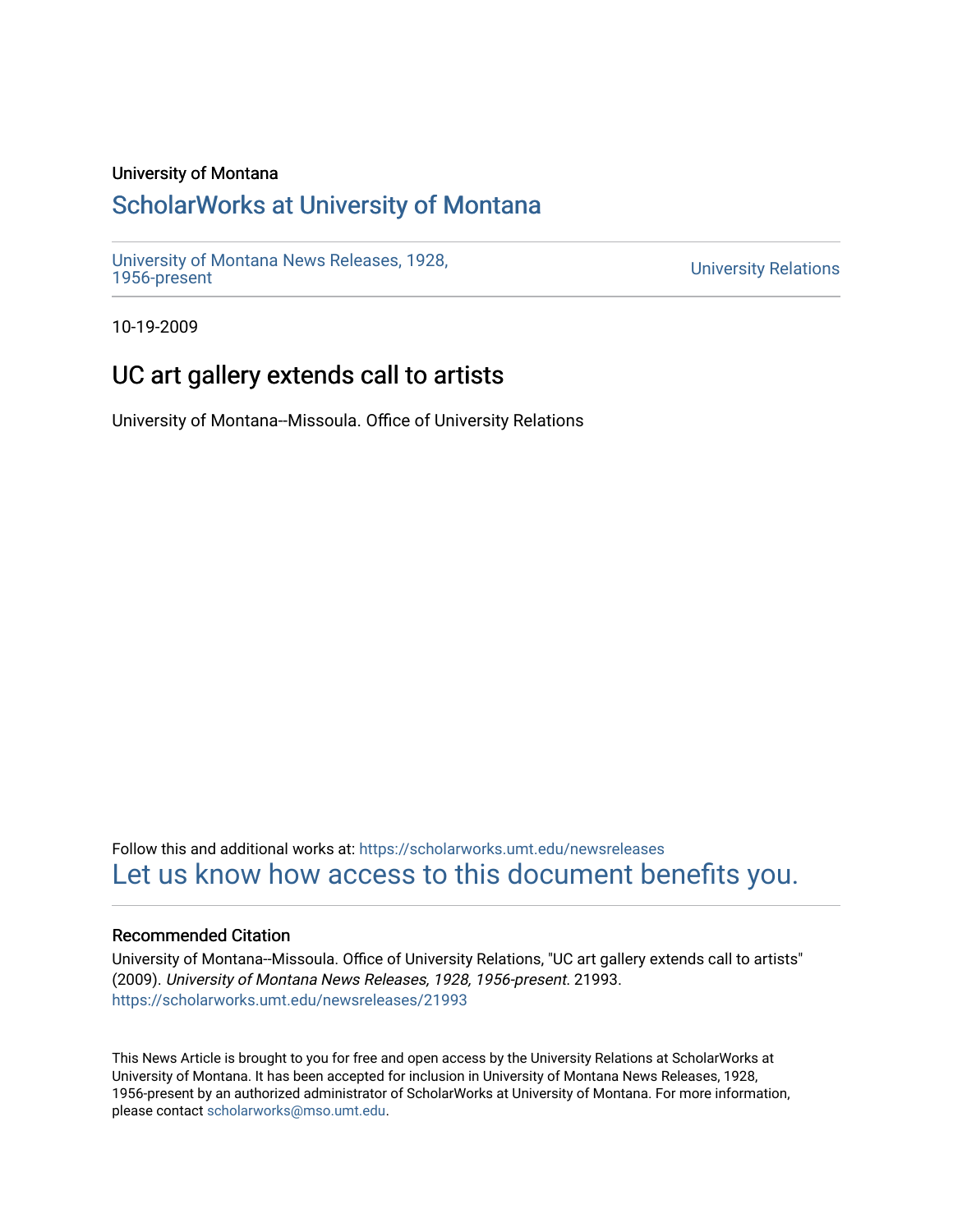University of Montana

## ScholarWorks at University of Montana

University of Montana News Releases, 1928, 1956-present

University Relations

10-19-2009

# UC art gallery extends call to artists

University of Montana--Missoula. Office of University Relations

Follow this and additional works at: https://scholarworks.umt.edu/newsreleases

Let us know how access to this document benefits you.

### Recommended Citation

University of Montana--Missoula. Office of University Relations, "UC art gallery extends call to artists" (2009). *University of Montana News Releases, 1928, 1956-present*. 21993.
https://scholarworks.umt.edu/newsreleases/21993

This News Article is brought to you for free and open access by the University Relations at ScholarWorks at University of Montana. It has been accepted for inclusion in University of Montana News Releases, 1928, 1956-present by an authorized administrator of ScholarWorks at University of Montana. For more information, please contact scholarworks@mso.umt.edu.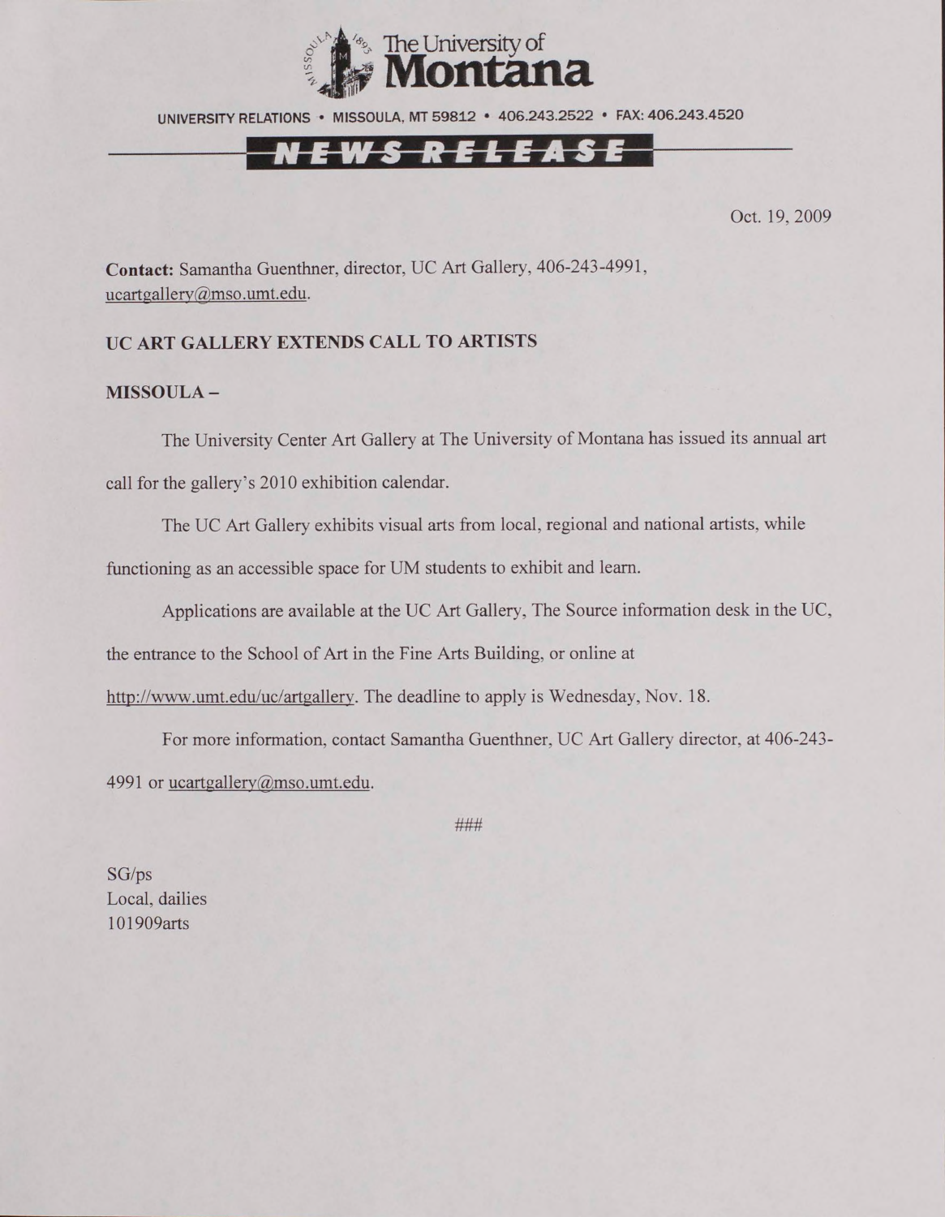The University of **Montana**

UNIVERSITY RELATIONS • MISSOULA, MT 59812 • 406.243.2522 • FAX: 406.243.4520

NEWS RELEASE

Oct. 19, 2009

**Contact:** Samantha Guenthner, director, UC Art Gallery, 406-243-4991, ucartgallery@mso.umt.edu.

**UC ART GALLERY EXTENDS CALL TO ARTISTS**

**MISSOULA –**

The University Center Art Gallery at The University of Montana has issued its annual art call for the gallery's 2010 exhibition calendar.

The UC Art Gallery exhibits visual arts from local, regional and national artists, while functioning as an accessible space for UM students to exhibit and learn.

Applications are available at the UC Art Gallery, The Source information desk in the UC, the entrance to the School of Art in the Fine Arts Building, or online at http://www.umt.edu/uc/artgallery. The deadline to apply is Wednesday, Nov. 18.

For more information, contact Samantha Guenthner, UC Art Gallery director, at 406-243-4991 or ucartgallery@mso.umt.edu.

###

SG/ps
Local, dailies
101909arts